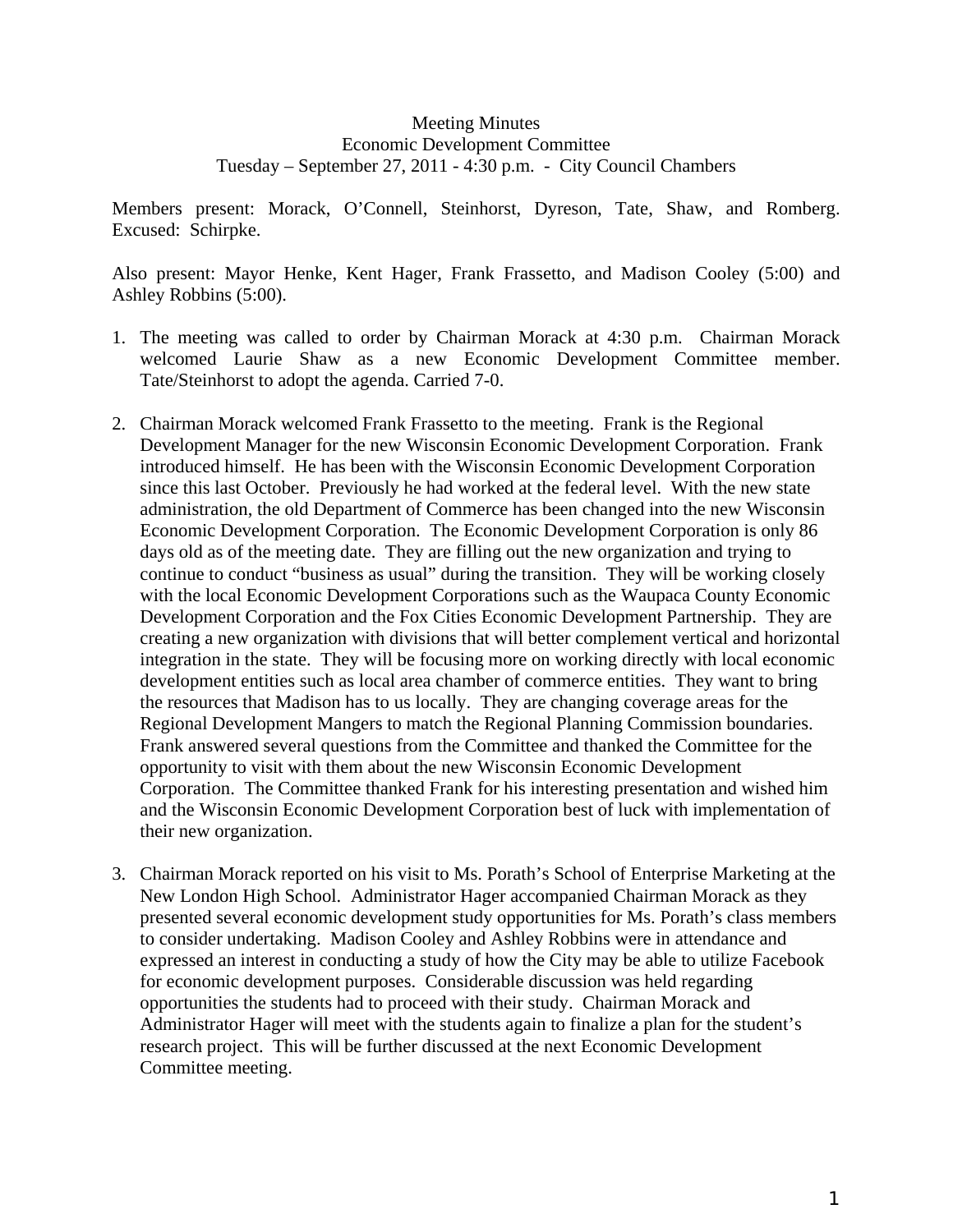Meeting Minutes
Economic Development Committee
Tuesday – September 27, 2011 - 4:30 p.m. - City Council Chambers

Members present: Morack, O'Connell, Steinhorst, Dyreson, Tate, Shaw, and Romberg. Excused: Schirpke.

Also present: Mayor Henke, Kent Hager, Frank Frassetto, and Madison Cooley (5:00) and Ashley Robbins (5:00).

1. The meeting was called to order by Chairman Morack at 4:30 p.m. Chairman Morack welcomed Laurie Shaw as a new Economic Development Committee member. Tate/Steinhorst to adopt the agenda. Carried 7-0.

2. Chairman Morack welcomed Frank Frassetto to the meeting. Frank is the Regional Development Manager for the new Wisconsin Economic Development Corporation. Frank introduced himself. He has been with the Wisconsin Economic Development Corporation since this last October. Previously he had worked at the federal level. With the new state administration, the old Department of Commerce has been changed into the new Wisconsin Economic Development Corporation. The Economic Development Corporation is only 86 days old as of the meeting date. They are filling out the new organization and trying to continue to conduct "business as usual" during the transition. They will be working closely with the local Economic Development Corporations such as the Waupaca County Economic Development Corporation and the Fox Cities Economic Development Partnership. They are creating a new organization with divisions that will better complement vertical and horizontal integration in the state. They will be focusing more on working directly with local economic development entities such as local area chamber of commerce entities. They want to bring the resources that Madison has to us locally. They are changing coverage areas for the Regional Development Mangers to match the Regional Planning Commission boundaries. Frank answered several questions from the Committee and thanked the Committee for the opportunity to visit with them about the new Wisconsin Economic Development Corporation. The Committee thanked Frank for his interesting presentation and wished him and the Wisconsin Economic Development Corporation best of luck with implementation of their new organization.

3. Chairman Morack reported on his visit to Ms. Porath's School of Enterprise Marketing at the New London High School. Administrator Hager accompanied Chairman Morack as they presented several economic development study opportunities for Ms. Porath's class members to consider undertaking. Madison Cooley and Ashley Robbins were in attendance and expressed an interest in conducting a study of how the City may be able to utilize Facebook for economic development purposes. Considerable discussion was held regarding opportunities the students had to proceed with their study. Chairman Morack and Administrator Hager will meet with the students again to finalize a plan for the student's research project. This will be further discussed at the next Economic Development Committee meeting.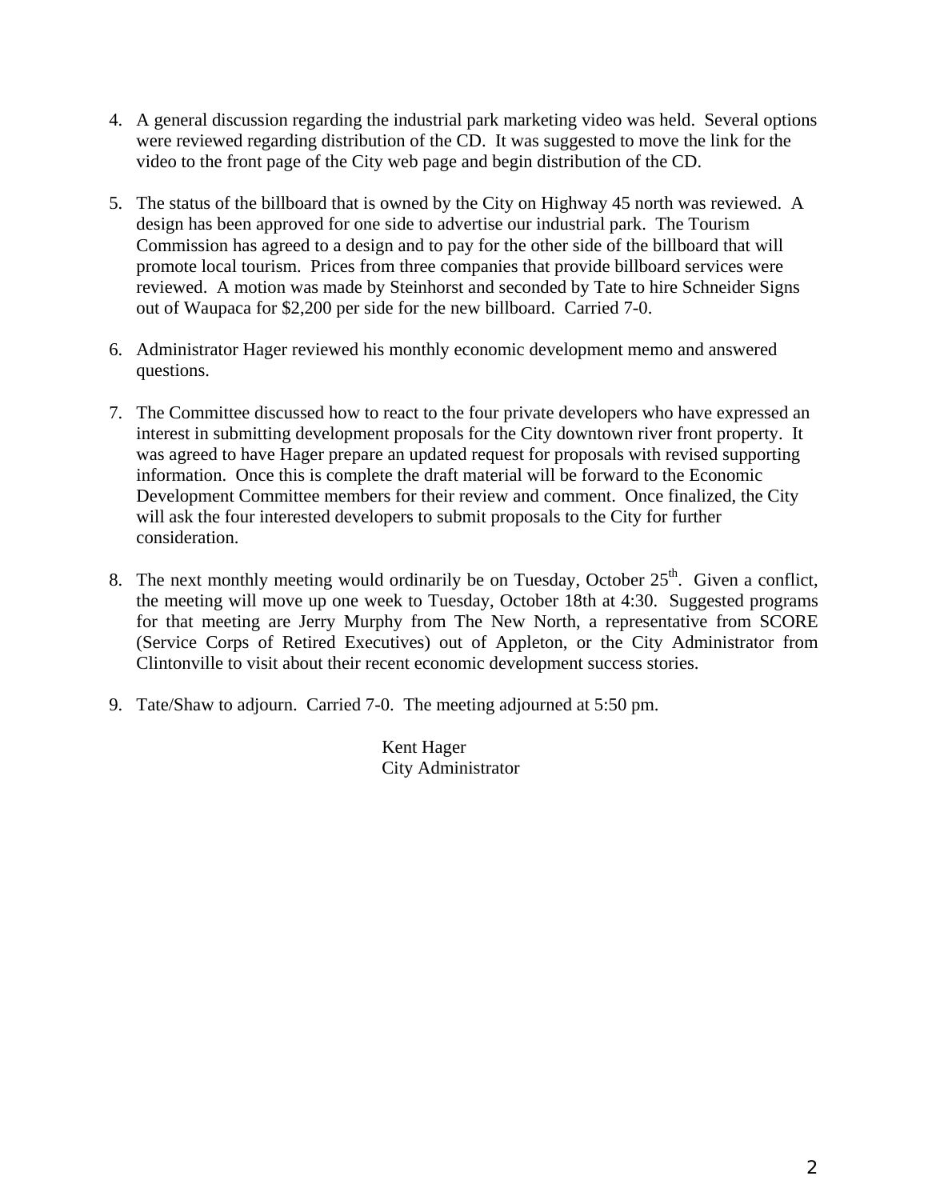4. A general discussion regarding the industrial park marketing video was held. Several options were reviewed regarding distribution of the CD. It was suggested to move the link for the video to the front page of the City web page and begin distribution of the CD.

5. The status of the billboard that is owned by the City on Highway 45 north was reviewed. A design has been approved for one side to advertise our industrial park. The Tourism Commission has agreed to a design and to pay for the other side of the billboard that will promote local tourism. Prices from three companies that provide billboard services were reviewed. A motion was made by Steinhorst and seconded by Tate to hire Schneider Signs out of Waupaca for $2,200 per side for the new billboard. Carried 7-0.

6. Administrator Hager reviewed his monthly economic development memo and answered questions.

7. The Committee discussed how to react to the four private developers who have expressed an interest in submitting development proposals for the City downtown river front property. It was agreed to have Hager prepare an updated request for proposals with revised supporting information. Once this is complete the draft material will be forward to the Economic Development Committee members for their review and comment. Once finalized, the City will ask the four interested developers to submit proposals to the City for further consideration.

8. The next monthly meeting would ordinarily be on Tuesday, October 25th. Given a conflict, the meeting will move up one week to Tuesday, October 18th at 4:30. Suggested programs for that meeting are Jerry Murphy from The New North, a representative from SCORE (Service Corps of Retired Executives) out of Appleton, or the City Administrator from Clintonville to visit about their recent economic development success stories.

9. Tate/Shaw to adjourn. Carried 7-0. The meeting adjourned at 5:50 pm.

Kent Hager
City Administrator